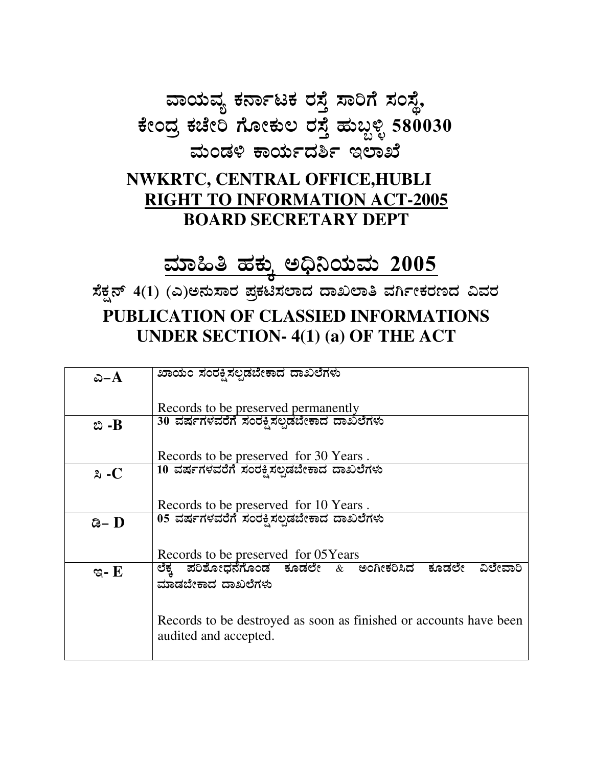# ವಾಯವ್ಯ ಕರ್ನಾಟಕ ರಸ್ತೆ ಸಾರಿಗೆ ಸಂಸ್ಥೆ, ಕೇಂದ್ರ ಕಚೇರಿ ಗೋಕುಲ ರಸ್ತೆ ಹುಬ್ಬಳ್ಳಿ 580030

## ಮಂಡಳಿ ಕಾರ್ಯದರ್ಶಿ ಇಲಾಖೆ

## NWKRTC, CENTRAL OFFICE,HUBLI

## RIGHT TO INFORMATION ACT-2005

## BOARD SECRETARY DEPT

# ಮಾಹಿತಿ ಹಕ್ಕು ಅಧಿನಿಯಮ 2005

## ಸೆಕ್ಷನ್ 4(1) (ಎ)ಅನುಸಾರ ಪ್ರಕಟಿಸಲಾದ ದಾಖಲಾತಿ ವರ್ಗೀಕರಣದ ವಿವರ

## PUBLICATION OF CLASSIED INFORMATIONS UNDER SECTION- 4(1) (a) OF THE ACT

| | |
|---|---|
| ಎ–A | ಖಾಯಂ ಸಂರಕ್ಷಿಸಲ್ಪಡಬೇಕಾದ ದಾಖಲೆಗಳು<br><br>Records to be preserved permanently |
| ಬಿ -B | 30 ವರ್ಷಗಳವರೆಗೆ ಸಂರಕ್ಷಿಸಲ್ಪಡಬೇಕಾದ ದಾಖಲೆಗಳು<br><br>Records to be preserved for 30 Years . |
| ಸಿ -C | 10 ವರ್ಷಗಳವರೆಗೆ ಸಂರಕ್ಷಿಸಲ್ಪಡಬೇಕಾದ ದಾಖಲೆಗಳು<br><br>Records to be preserved for 10 Years . |
| ಡಿ– D | 05 ವರ್ಷಗಳವರೆಗೆ ಸಂರಕ್ಷಿಸಲ್ಪಡಬೇಕಾದ ದಾಖಲೆಗಳು<br><br>Records to be preserved for 05Years |
| ಇ- E | ಲೆಕ್ಕ ಪರಿಶೋಧನೆಗೊಂಡ ಕೂಡಲೇ & ಅಂಗೀಕರಿಸಿದ ಕೂಡಲೇ ವಿಲೇವಾರಿ ಮಾಡಬೇಕಾದ ದಾಖಲೆಗಳು<br><br>Records to be destroyed as soon as finished or accounts have been audited and accepted. |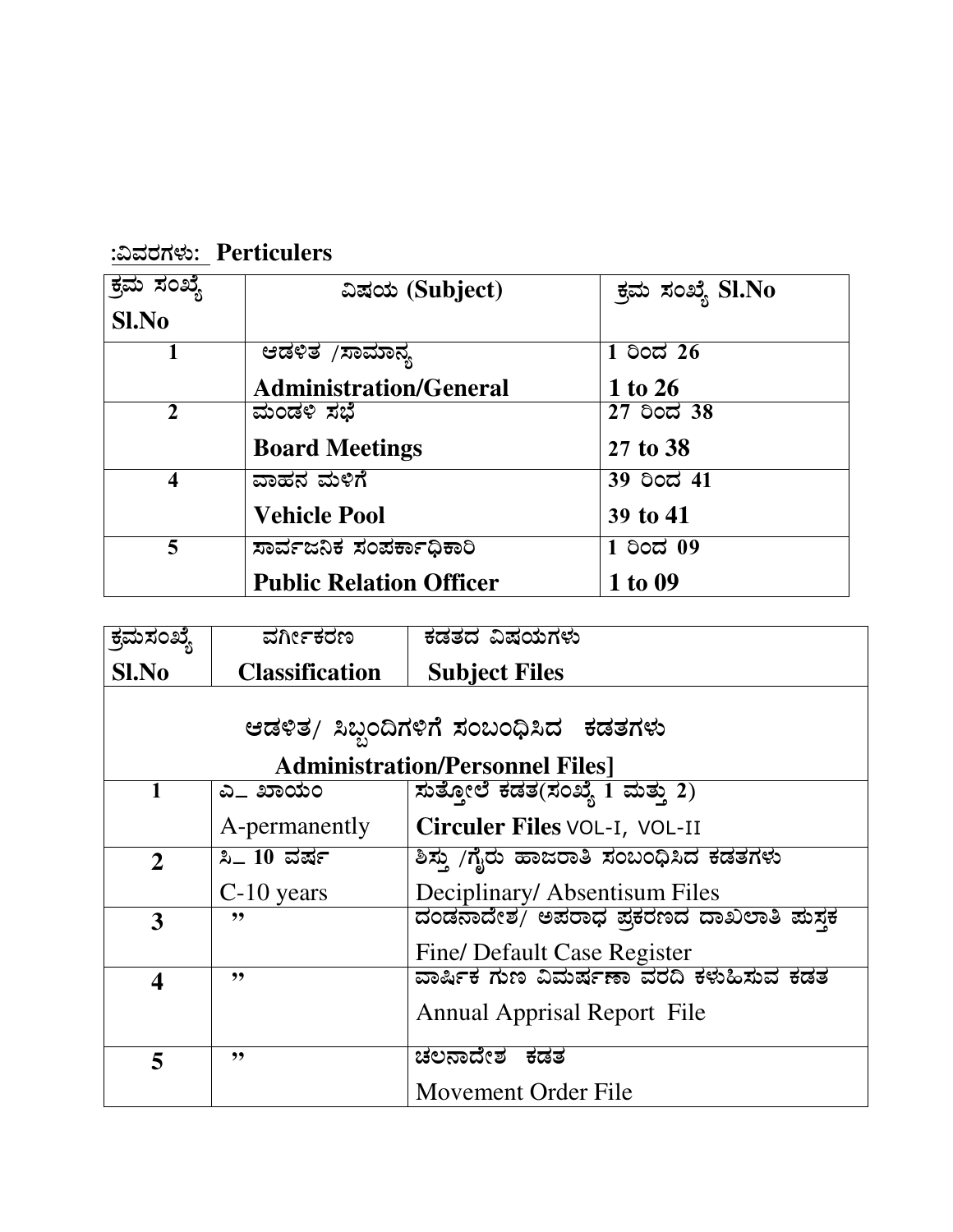:ವಿವರಗಳು: **Perticulers**

| ಕ್ರಮ ಸಂಖ್ಯೆ **Sl.No** | ವಿಷಯ **(Subject)** | ಕ್ರಮ ಸಂಖ್ಯೆ **Sl.No** |
|---|---|---|
| **1** | ಆಡಳಿತ /ಸಾಮಾನ್ಯ **Administration/General** | **1 ರಿಂದ 26** **1 to 26** |
| **2** | ಮಂಡಳಿ ಸಭೆ **Board Meetings** | **27 ರಿಂದ 38** **27 to 38** |
| **4** | ವಾಹನ ಮಳಿಗೆ **Vehicle Pool** | **39 ರಿಂದ 41** **39 to 41** |
| **5** | ಸಾರ್ವಜನಿಕ ಸಂಪರ್ಕಾಧಿಕಾರಿ **Public Relation Officer** | **1 ರಿಂದ 09** **1 to 09** |

| ಕ್ರಮಸಂಖ್ಯೆ **Sl.No** | ವರ್ಗೀಕರಣ **Classification** | ಕಡತದ ವಿಷಯಗಳು **Subject Files** |
|---|---|---|
| | **ಆಡಳಿತ/ ಸಿಬ್ಬಂದಿಗಳಿಗೆ ಸಂಬಂಧಿಸಿದ ಕಡತಗಳು Administration/Personnel Files]** | |
| **1** | ಎ– ಖಾಯಂ A-permanently | ಸುತ್ತೋಲೆ ಕಡತ(ಸಂಖ್ಯೆ 1 ಮತ್ತು 2) **Circuler Files** VOL-I, VOL-II |
| **2** | ಸಿ– 10 ವರ್ಷ C-10 years | ಶಿಸ್ತು /ಗೈರು ಹಾಜರಾತಿ ಸಂಬಂಧಿಸಿದ ಕಡತಗಳು Deciplinary/ Absentisum Files |
| **3** | ” | ದಂಡನಾದೇಶ/ ಅಪರಾಧ ಪ್ರಕರಣದ ದಾಖಲಾತಿ ಪುಸ್ತಕ Fine/ Default Case Register |
| **4** | ” | ವಾರ್ಷಿಕ ಗುಣ ವಿಮರ್ಷಣಾ ವರದಿ ಕಳುಹಿಸುವ ಕಡತ Annual Apprisal Report File |
| **5** | ” | ಚಲನಾದೇಶ ಕಡತ Movement Order File |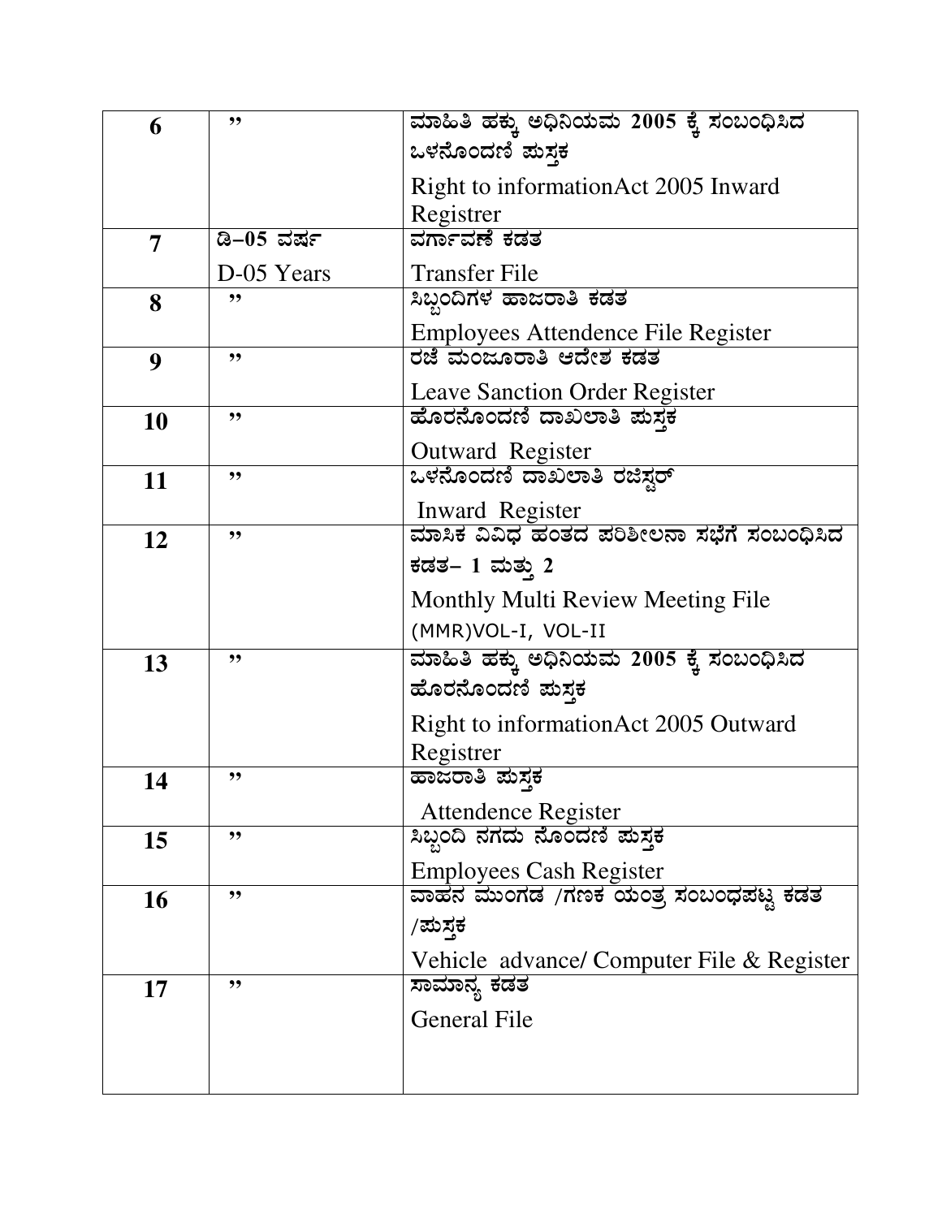| 6 | ” | ಮಾಹಿತಿ ಹಕ್ಕು ಅಧಿನಿಯಮ 2005 ಕ್ಕೆ ಸಂಬಂಧಿಸಿದ ಒಳನೊಂದಣಿ ಪುಸ್ತಕ<br>Right to informationAct 2005 Inward Registrer |
|---|---|---|
| 7 | ಡಿ–05 ವರ್ಷ<br>D-05 Years | ವರ್ಗಾವಣೆ ಕಡತ<br>Transfer File |
| 8 | ” | ಸಿಬ್ಬಂದಿಗಳ ಹಾಜರಾತಿ ಕಡತ<br>Employees Attendence File Register |
| 9 | ” | ರಜೆ ಮಂಜೂರಾತಿ ಆದೇಶ ಕಡತ<br>Leave Sanction Order Register |
| 10 | ” | ಹೊರನೊಂದಣಿ ದಾಖಲಾತಿ ಪುಸ್ತಕ<br>Outward Register |
| 11 | ” | ಒಳನೊಂದಣಿ ದಾಖಲಾತಿ ರಜಿಸ್ಟರ್<br>Inward Register |
| 12 | ” | ಮಾಸಿಕ ವಿವಿಧ ಹಂತದ ಪರಿಶೀಲನಾ ಸಭೆಗೆ ಸಂಬಂಧಿಸಿದ ಕಡತ– 1 ಮತ್ತು 2<br>Monthly Multi Review Meeting File (MMR)VOL-I, VOL-II |
| 13 | ” | ಮಾಹಿತಿ ಹಕ್ಕು ಅಧಿನಿಯಮ 2005 ಕ್ಕೆ ಸಂಬಂಧಿಸಿದ ಹೊರನೊಂದಣಿ ಪುಸ್ತಕ<br>Right to informationAct 2005 Outward Registrer |
| 14 | ” | ಹಾಜರಾತಿ ಪುಸ್ತಕ<br>Attendence Register |
| 15 | ” | ಸಿಬ್ಬಂದಿ ನಗದು ನೊಂದಣಿ ಪುಸ್ತಕ<br>Employees Cash Register |
| 16 | ” | ವಾಹನ ಮುಂಗಡ /ಗಣಕ ಯಂತ್ರ ಸಂಬಂಧಪಟ್ಟ ಕಡತ /ಪುಸ್ತಕ<br>Vehicle advance/ Computer File & Register |
| 17 | ” | ಸಾಮಾನ್ಯ ಕಡತ<br>General File |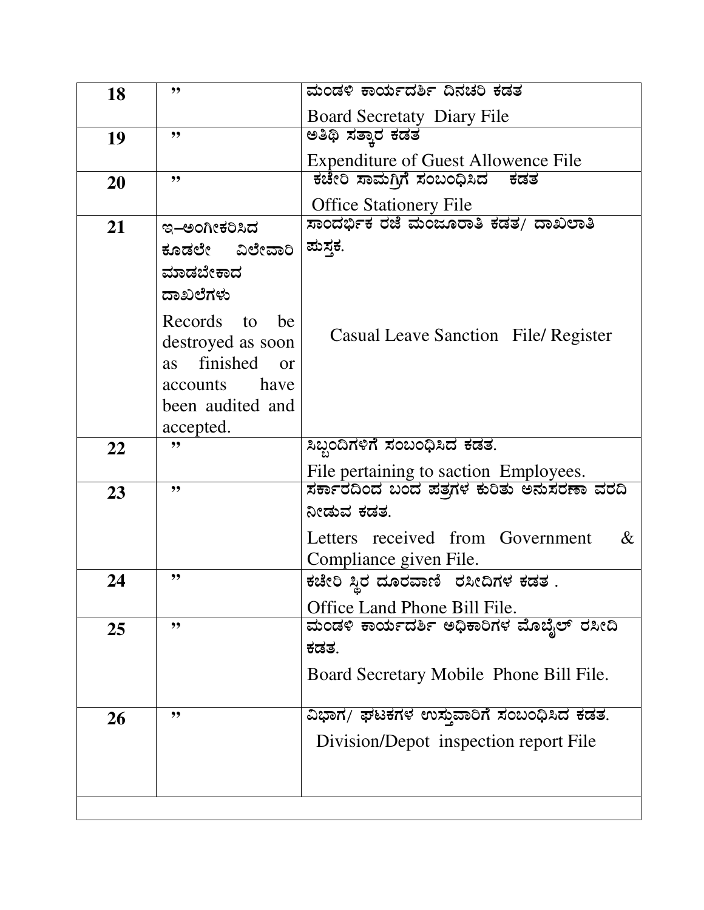| 18 | ” | ಮಂಡಳಿ ಕಾರ್ಯದರ್ಶಿ ದಿನಚರಿ ಕಡತ<br>Board Secretaty Diary File |
|---|---|---|
| 19 | ” | ಅತಿಥಿ ಸತ್ಕಾರ ಕಡತ<br>Expenditure of Guest Allowence File |
| 20 | ” | ಕಚೇರಿ ಸಾಮಗ್ರಿಗೆ ಸಂಬಂಧಿಸಿದ ಕಡತ<br>Office Stationery File |
| 21 | ಇ–ಅಂಗೀಕರಿಸಿದ ಕೂಡಲೇ ವಿಲೇವಾರಿ ಮಾಡಬೇಕಾದ ದಾಖಲೆಗಳು<br>Records to be destroyed as soon as finished or accounts have been audited and accepted. | ಸಾಂದರ್ಭಿಕ ರಜೆ ಮಂಜೂರಾತಿ ಕಡತ/ ದಾಖಲಾತಿ ಪುಸ್ತಕ.<br>Casual Leave Sanction File/ Register |
| 22 | ” | ಸಿಬ್ಬಂದಿಗಳಿಗೆ ಸಂಬಂಧಿಸಿದ ಕಡತ.<br>File pertaining to saction Employees. |
| 23 | ” | ಸರ್ಕಾರದಿಂದ ಬಂದ ಪತ್ರಗಳ ಕುರಿತು ಅನುಸರಣಾ ವರದಿ ನೀಡುವ ಕಡತ.<br>Letters received from Government & Compliance given File. |
| 24 | ” | ಕಚೇರಿ ಸ್ಥಿರ ದೂರವಾಣಿ ರಸೀದಿಗಳ ಕಡತ .<br>Office Land Phone Bill File. |
| 25 | ” | ಮಂಡಳಿ ಕಾರ್ಯದರ್ಶಿ ಅಧಿಕಾರಿಗಳ ಮೊಬೈಲ್ ರಸೀದಿ ಕಡತ.<br>Board Secretary Mobile Phone Bill File. |
| 26 | ” | ವಿಭಾಗ/ ಘಟಕಗಳ ಉಸ್ತುವಾರಿಗೆ ಸಂಬಂಧಿಸಿದ ಕಡತ.<br>Division/Depot inspection report File |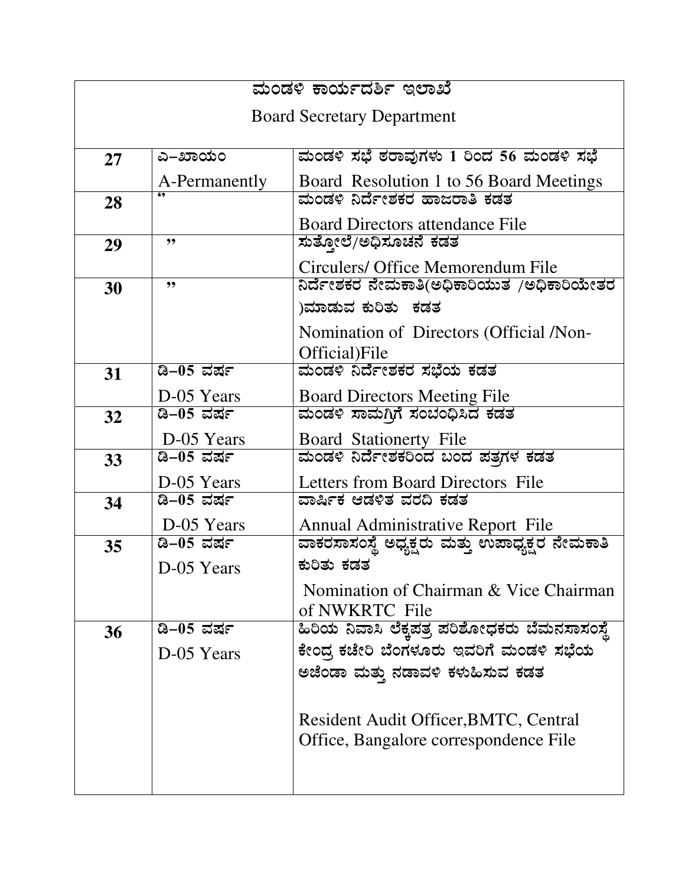| ಮಂಡಳಿ ಕಾರ್ಯದರ್ಶಿ ಇಲಾಖೆ<br>Board Secretary Department | | |
|---|---|---|
| 27 | ಎ–ಖಾಯಂ<br>A-Permanently | ಮಂಡಳಿ ಸಭೆ ಠರಾವುಗಳು 1 ರಿಂದ 56 ಮಂಡಳಿ ಸಭೆ<br>Board Resolution 1 to 56 Board Meetings |
| 28 | " | ಮಂಡಳಿ ನಿರ್ದೇಶಕರ ಹಾಜರಾತಿ ಕಡತ<br>Board Directors attendance File |
| 29 | " | ಸುತ್ತೋಲೆ/ಅಧಿಸೂಚನೆ ಕಡತ<br>Circulers/ Office Memorendum File |
| 30 | " | ನಿರ್ದೇಶಕರ ನೇಮಕಾತಿ(ಅಧಿಕಾರಿಯುತ /ಅಧಿಕಾರಿಯೇತರ )ಮಾಡುವ ಕುರಿತು ಕಡತ<br>Nomination of Directors (Official /Non-Official)File |
| 31 | ಡಿ–05 ವರ್ಷ<br>D-05 Years | ಮಂಡಳಿ ನಿರ್ದೇಶಕರ ಸಭೆಯ ಕಡತ<br>Board Directors Meeting File |
| 32 | ಡಿ–05 ವರ್ಷ<br>D-05 Years | ಮಂಡಳಿ ಸಾಮಗ್ರಿಗೆ ಸಂಬಂಧಿಸಿದ ಕಡತ<br>Board Stationerty File |
| 33 | ಡಿ–05 ವರ್ಷ<br>D-05 Years | ಮಂಡಳಿ ನಿರ್ದೇಶಕರಿಂದ ಬಂದ ಪತ್ರಗಳ ಕಡತ<br>Letters from Board Directors File |
| 34 | ಡಿ–05 ವರ್ಷ<br>D-05 Years | ವಾರ್ಷಿಕ ಆಡಳಿತ ವರದಿ ಕಡತ<br>Annual Administrative Report File |
| 35 | ಡಿ–05 ವರ್ಷ<br>D-05 Years | ವಾಕರಸಾಸಂಸ್ಥೆ ಅಧ್ಯಕ್ಷರು ಮತ್ತು ಉಪಾಧ್ಯಕ್ಷರ ನೇಮಕಾತಿ ಕುರಿತು ಕಡತ<br>Nomination of Chairman & Vice Chairman of NWKRTC File |
| 36 | ಡಿ–05 ವರ್ಷ<br>D-05 Years | ಹಿರಿಯ ನಿವಾಸಿ ಲೆಕ್ಕಪತ್ರ ಪರಿಶೋಧಕರು ಬೆಮನಸಾಸಂಸ್ಥೆ ಕೇಂದ್ರ ಕಚೇರಿ ಬೆಂಗಳೂರು ಇವರಿಗೆ ಮಂಡಳಿ ಸಭೆಯ ಅಜೆಂಡಾ ಮತ್ತು ನಡಾವಳಿ ಕಳುಹಿಸುವ ಕಡತ<br>Resident Audit Officer,BMTC, Central Office, Bangalore correspondence File |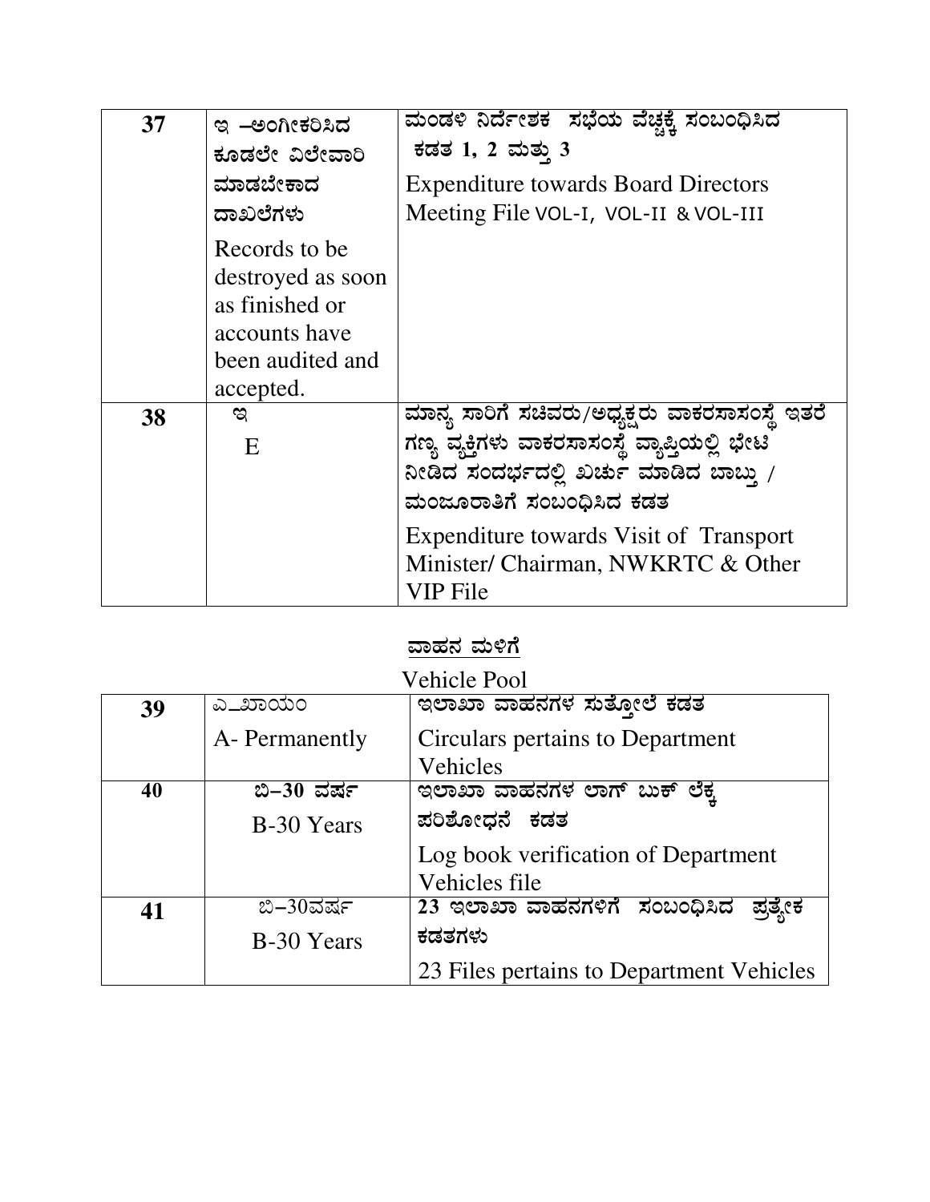| 37 | ಇ –ಅಂಗೀಕರಿಸಿದ ಕೂಡಲೇ ವಿಲೇವಾರಿ ಮಾಡಬೇಕಾದ ದಾಖಲೆಗಳು<br><br>Records to be destroyed as soon as finished or accounts have been audited and accepted. | ಮಂಡಳಿ ನಿರ್ದೇಶಕ ಸಭೆಯ ವೆಚ್ಚಕ್ಕೆ ಸಂಬಂಧಿಸಿದ ಕಡತ 1, 2 ಮತ್ತು 3<br><br>Expenditure towards Board Directors Meeting File VOL-I, VOL-II & VOL-III |
|---|---|---|
| 38 | ಇ<br><br>E | ಮಾನ್ಯ ಸಾರಿಗೆ ಸಚಿವರು/ಅಧ್ಯಕ್ಷರು ವಾಕರಸಾಸಂಸ್ಥೆ ಇತರೆ ಗಣ್ಯ ವ್ಯಕ್ತಿಗಳು ವಾಕರಸಾಸಂಸ್ಥೆ ವ್ಯಾಪ್ತಿಯಲ್ಲಿ ಭೇಟಿ ನೀಡಿದ ಸಂದರ್ಭದಲ್ಲಿ ಖರ್ಚು ಮಾಡಿದ ಬಾಬ್ತು / ಮಂಜೂರಾತಿಗೆ ಸಂಬಂಧಿಸಿದ ಕಡತ<br><br>Expenditure towards Visit of Transport Minister/ Chairman, NWKRTC & Other VIP File |

## ವಾಹನ ಮಳಿಗೆ

Vehicle Pool

| 39 | ಎ_ಖಾಯಂ<br><br>A- Permanently | ಇಲಾಖಾ ವಾಹನಗಳ ಸುತ್ತೋಲೆ ಕಡತ<br><br>Circulars pertains to Department Vehicles |
|---|---|---|
| 40 | ಬಿ–30 ವರ್ಷ<br><br>B-30 Years | ಇಲಾಖಾ ವಾಹನಗಳ ಲಾಗ್ ಬುಕ್ ಲೆಕ್ಕ ಪರಿಶೋಧನೆ ಕಡತ<br><br>Log book verification of Department Vehicles file |
| 41 | ಬಿ–30ವರ್ಷ<br><br>B-30 Years | 23 ಇಲಾಖಾ ವಾಹನಗಳಿಗೆ ಸಂಬಂಧಿಸಿದ ಪ್ರತ್ಯೇಕ ಕಡತಗಳು<br><br>23 Files pertains to Department Vehicles |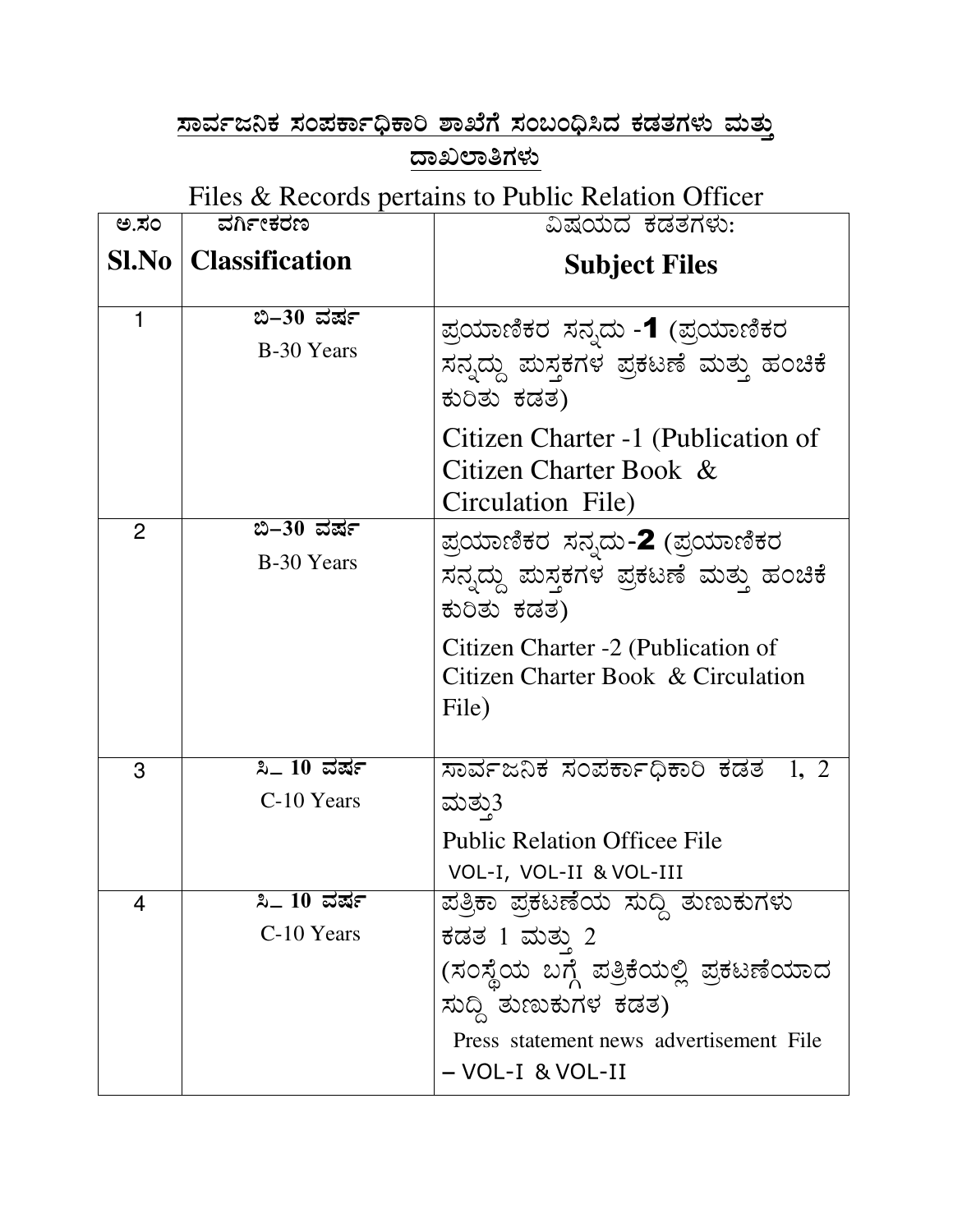## ಸಾರ್ವಜನಿಕ ಸಂಪರ್ಕಾಧಿಕಾರಿ ಶಾಖೆಗೆ ಸಂಬಂಧಿಸಿದ ಕಡತಗಳು ಮತ್ತು ದಾಖಲಾತಿಗಳು

Files & Records pertains to Public Relation Officer

| ಅ.ಸಂ<br>**Sl.No** | ವರ್ಗೀಕರಣ<br>**Classification** | ವಿಷಯದ ಕಡತಗಳು:<br>**Subject Files** |
|---|---|---|
| 1 | ಬಿ–30 ವರ್ಷ<br>B-30 Years | ಪ್ರಯಾಣಿಕರ ಸನ್ನದು -**1** (ಪ್ರಯಾಣಿಕರ ಸನ್ನದ್ದು ಪುಸ್ತಕಗಳ ಪ್ರಕಟಣೆ ಮತ್ತು ಹಂಚಿಕೆ ಕುರಿತು ಕಡತ)<br>Citizen Charter -1 (Publication of Citizen Charter Book & Circulation File) |
| 2 | ಬಿ–30 ವರ್ಷ<br>B-30 Years | ಪ್ರಯಾಣಿಕರ ಸನ್ನದು-**2** (ಪ್ರಯಾಣಿಕರ ಸನ್ನದ್ದು ಪುಸ್ತಕಗಳ ಪ್ರಕಟಣೆ ಮತ್ತು ಹಂಚಿಕೆ ಕುರಿತು ಕಡತ)<br>Citizen Charter -2 (Publication of Citizen Charter Book & Circulation File) |
| 3 | ಸಿ– 10 ವರ್ಷ<br>C-10 Years | ಸಾರ್ವಜನಿಕ ಸಂಪರ್ಕಾಧಿಕಾರಿ ಕಡತ 1, 2 ಮತ್ತು3<br>Public Relation Officee File VOL-I, VOL-II & VOL-III |
| 4 | ಸಿ– 10 ವರ್ಷ<br>C-10 Years | ಪತ್ರಿಕಾ ಪ್ರಕಟಣೆಯ ಸುದ್ದಿ ತುಣುಕುಗಳು ಕಡತ 1 ಮತ್ತು 2<br>(ಸಂಸ್ಥೆಯ ಬಗ್ಗೆ ಪತ್ರಿಕೆಯಲ್ಲಿ ಪ್ರಕಟಣೆಯಾದ ಸುದ್ದಿ ತುಣುಕುಗಳ ಕಡತ)<br>Press statement news advertisement File – VOL-I & VOL-II |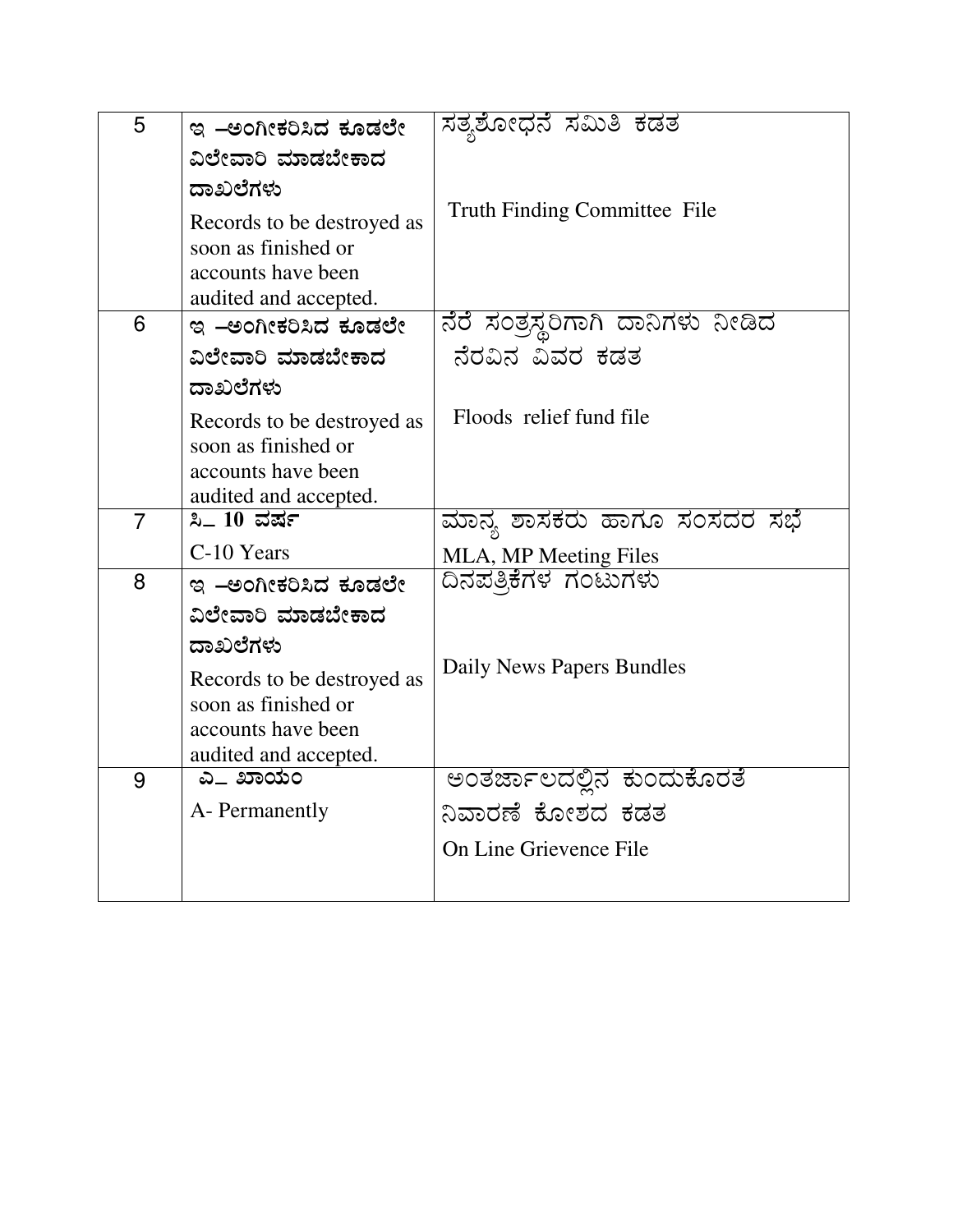| | | |
|---|---|---|
| 5 | ಇ –ಅಂಗೀಕರಿಸಿದ ಕೂಡಲೇ ವಿಲೇವಾರಿ ಮಾಡಬೇಕಾದ ದಾಖಲೆಗಳು<br>Records to be destroyed as soon as finished or accounts have been audited and accepted. | ಸತ್ಯಶೋಧನೆ ಸಮಿತಿ ಕಡತ<br>Truth Finding Committee File |
| 6 | ಇ –ಅಂಗೀಕರಿಸಿದ ಕೂಡಲೇ ವಿಲೇವಾರಿ ಮಾಡಬೇಕಾದ ದಾಖಲೆಗಳು<br>Records to be destroyed as soon as finished or accounts have been audited and accepted. | ನೆರೆ ಸಂತ್ರಸ್ಥರಿಗಾಗಿ ದಾನಿಗಳು ನೀಡಿದ ನೆರವಿನ ವಿವರ ಕಡತ<br>Floods relief fund file |
| 7 | ಸಿ– 10 ವರ್ಷ<br>C-10 Years | ಮಾನ್ಯ ಶಾಸಕರು ಹಾಗೂ ಸಂಸದರ ಸಭೆ<br>MLA, MP Meeting Files |
| 8 | ಇ –ಅಂಗೀಕರಿಸಿದ ಕೂಡಲೇ ವಿಲೇವಾರಿ ಮಾಡಬೇಕಾದ ದಾಖಲೆಗಳು<br>Records to be destroyed as soon as finished or accounts have been audited and accepted. | ದಿನಪತ್ರಿಕೆಗಳ ಗಂಟುಗಳು<br>Daily News Papers Bundles |
| 9 | ಎ– ಖಾಯಂ<br>A- Permanently | ಅಂತರ್ಜಾಲದಲ್ಲಿನ ಕುಂದುಕೊರತೆ ನಿವಾರಣೆ ಕೋಶದ ಕಡತ<br>On Line Grievence File |